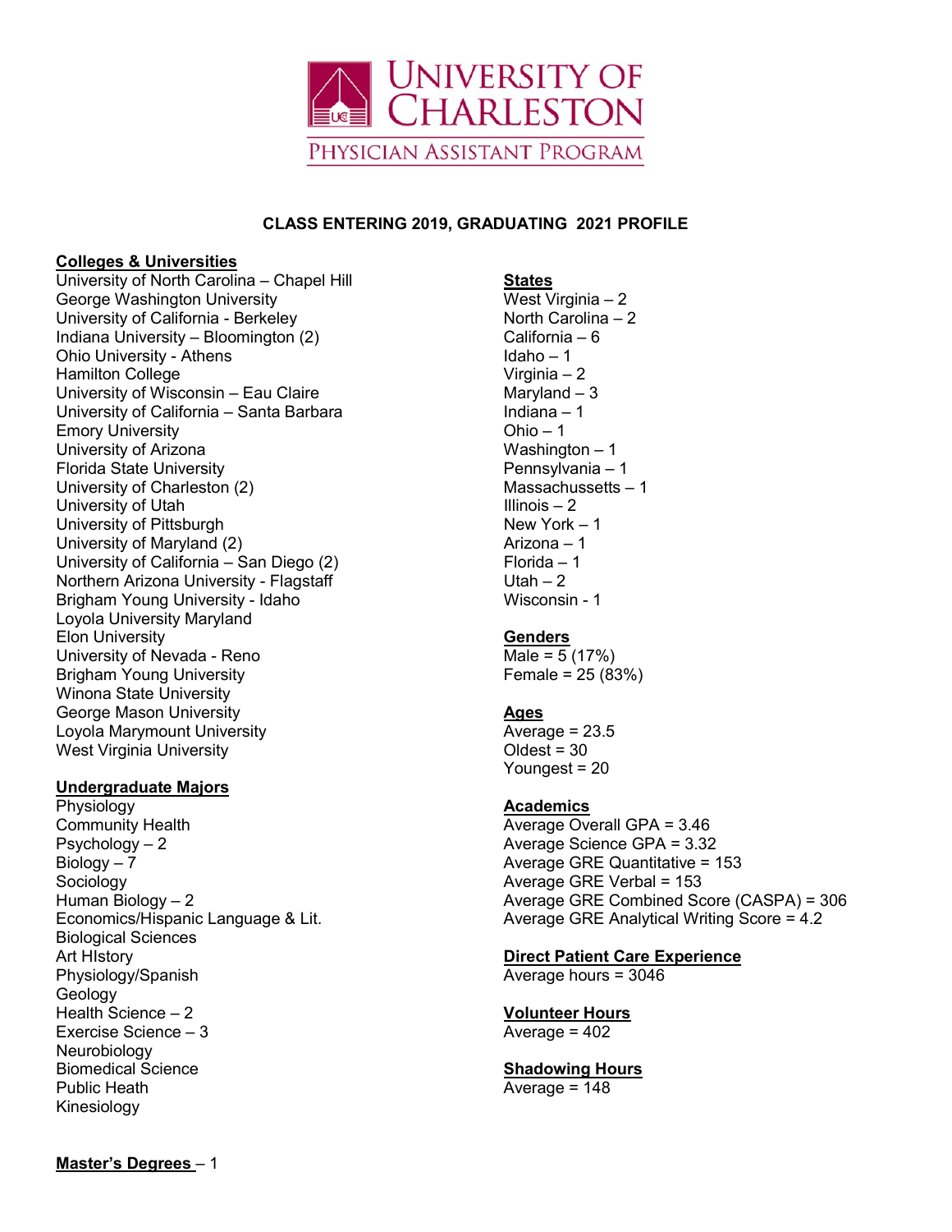# University of Charleston

## Physician Assistant Program

### CLASS ENTERING 2019, GRADUATING 2021 PROFILE

**Colleges & Universities**

University of North Carolina – Chapel Hill
George Washington University
University of California - Berkeley
Indiana University – Bloomington (2)
Ohio University - Athens
Hamilton College
University of Wisconsin – Eau Claire
University of California – Santa Barbara
Emory University
University of Arizona
Florida State University
University of Charleston (2)
University of Utah
University of Pittsburgh
University of Maryland (2)
University of California – San Diego (2)
Northern Arizona University - Flagstaff
Brigham Young University - Idaho
Loyola University Maryland
Elon University
University of Nevada - Reno
Brigham Young University
Winona State University
George Mason University
Loyola Marymount University
West Virginia University

**Undergraduate Majors**

Physiology
Community Health
Psychology – 2
Biology – 7
Sociology
Human Biology – 2
Economics/Hispanic Language & Lit.
Biological Sciences
Art HIstory
Physiology/Spanish
Geology
Health Science – 2
Exercise Science – 3
Neurobiology
Biomedical Science
Public Heath
Kinesiology

**Master's Degrees** – 1

**States**

West Virginia – 2
North Carolina – 2
California – 6
Idaho – 1
Virginia – 2
Maryland – 3
Indiana – 1
Ohio – 1
Washington – 1
Pennsylvania – 1
Massachussetts – 1
Illinois – 2
New York – 1
Arizona – 1
Florida – 1
Utah – 2
Wisconsin - 1

**Genders**

Male = 5 (17%)
Female = 25 (83%)

**Ages**

Average = 23.5
Oldest = 30
Youngest = 20

**Academics**

Average Overall GPA = 3.46
Average Science GPA = 3.32
Average GRE Quantitative = 153
Average GRE Verbal = 153
Average GRE Combined Score (CASPA) = 306
Average GRE Analytical Writing Score = 4.2

**Direct Patient Care Experience**

Average hours = 3046

**Volunteer Hours**

Average = 402

**Shadowing Hours**

Average = 148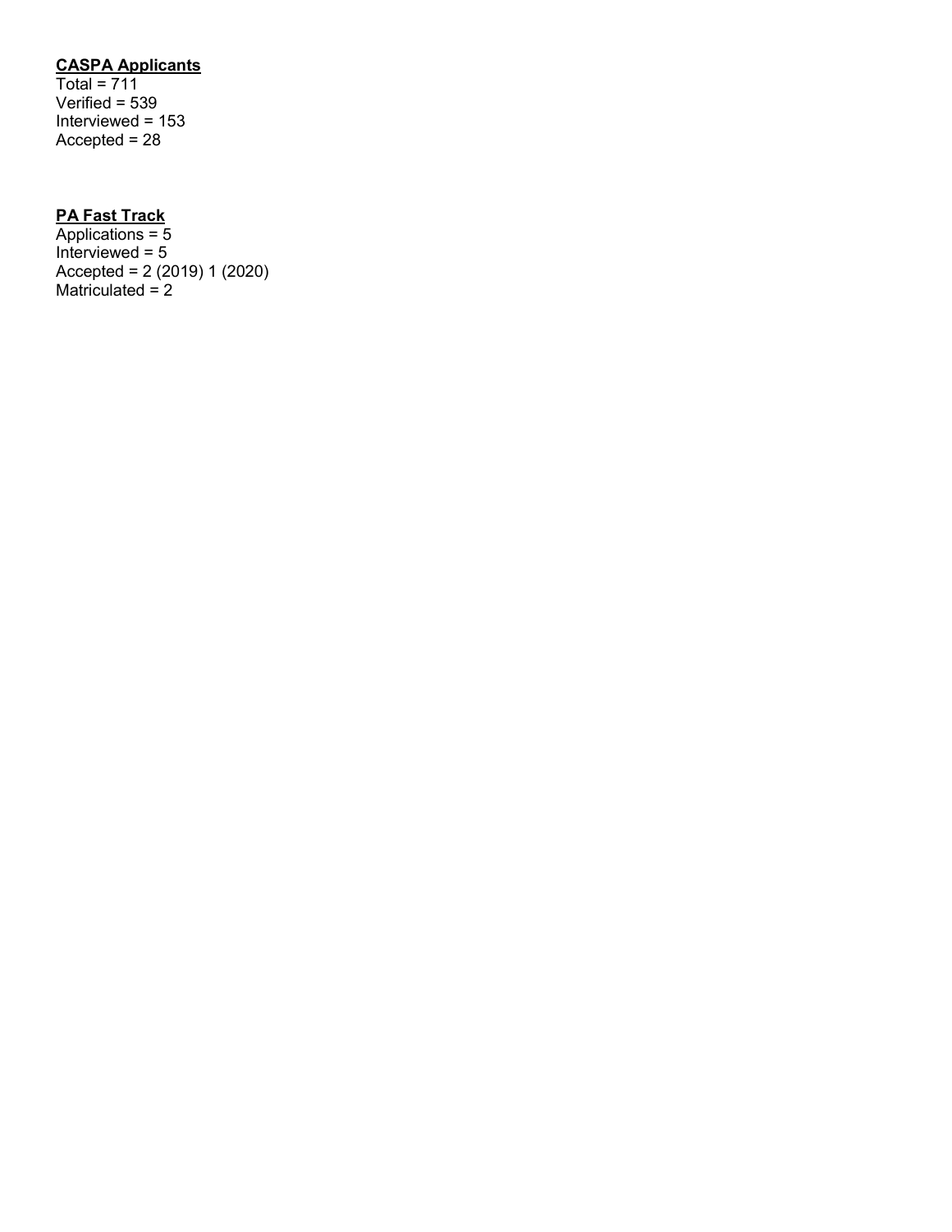**CASPA Applicants**

Total = 711
Verified = 539
Interviewed = 153
Accepted = 28

**PA Fast Track**

Applications = 5
Interviewed = 5
Accepted = 2 (2019) 1 (2020)
Matriculated = 2